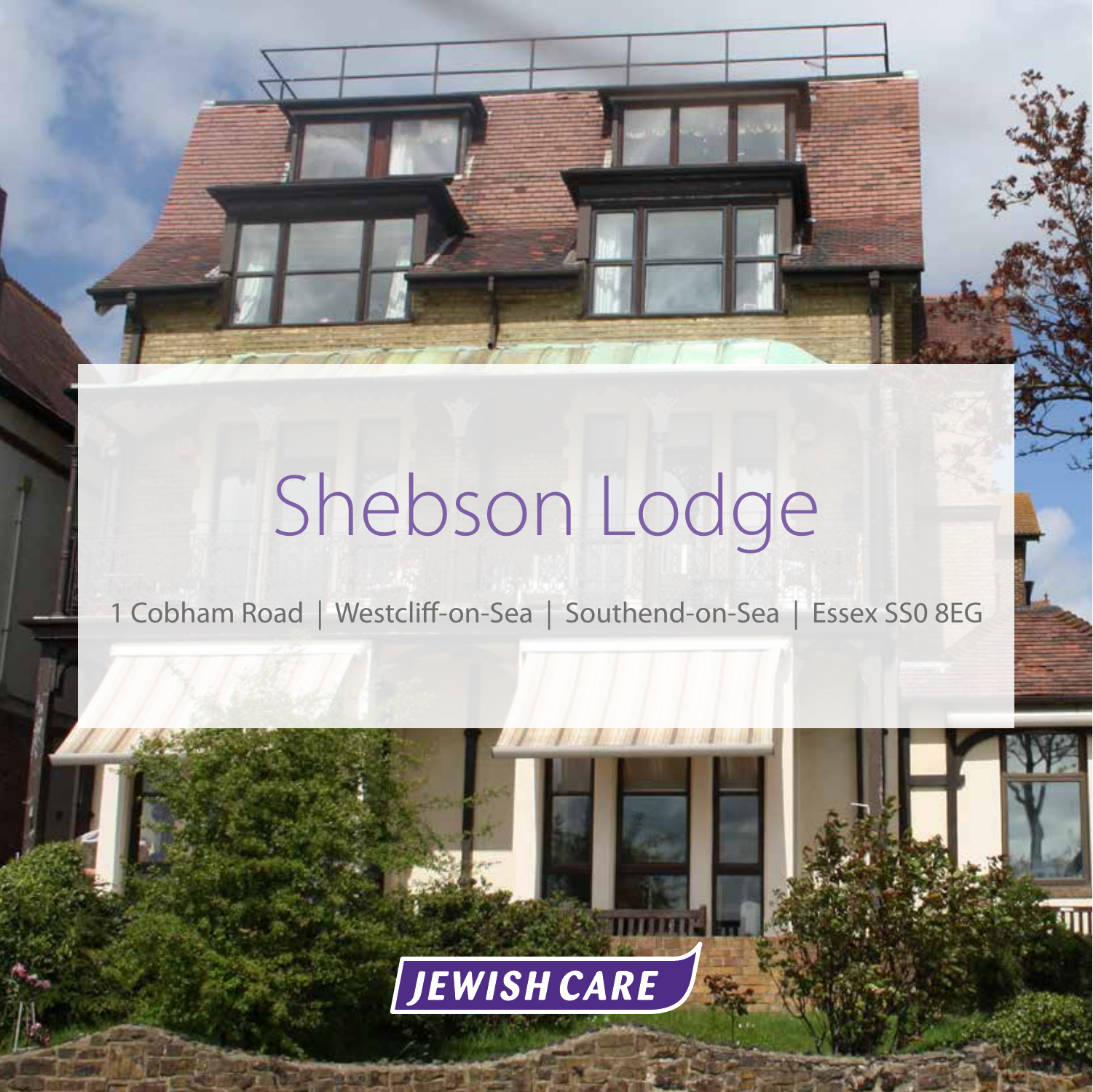# Shebson Lodge

1 Cobham Road | Westcliff-on-Sea | Southend-on-Sea | Essex SS0 8EG

JEWISH CARE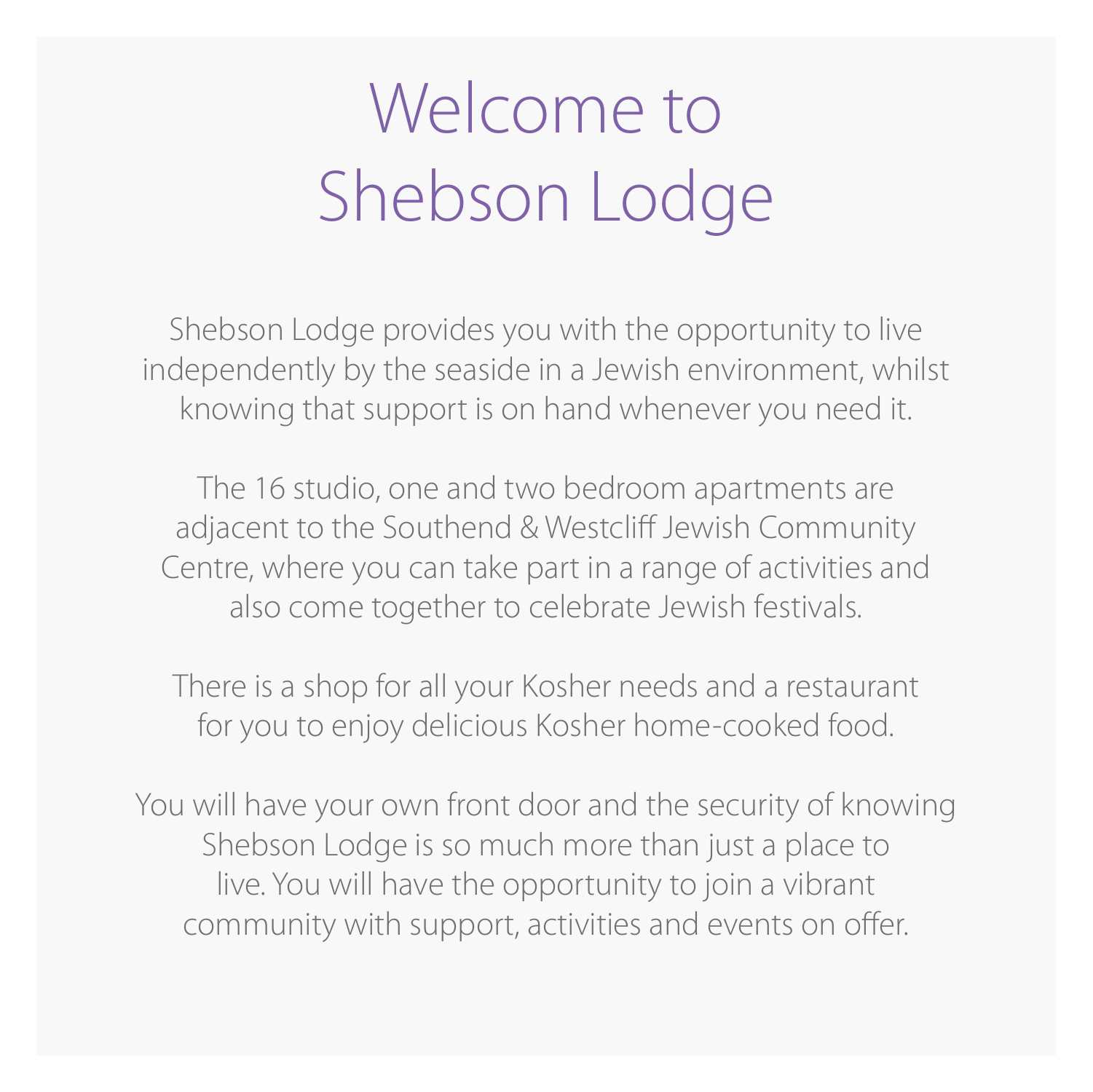# Welcome to Shebson Lodge

Shebson Lodge provides you with the opportunity to live independently by the seaside in a Jewish environment, whilst knowing that support is on hand whenever you need it.

The 16 studio, one and two bedroom apartments are adjacent to the Southend & Westcliff Jewish Community Centre, where you can take part in a range of activities and also come together to celebrate Jewish festivals.

There is a shop for all your Kosher needs and a restaurant for you to enjoy delicious Kosher home-cooked food.

You will have your own front door and the security of knowing Shebson Lodge is so much more than just a place to live. You will have the opportunity to join a vibrant community with support, activities and events on offer.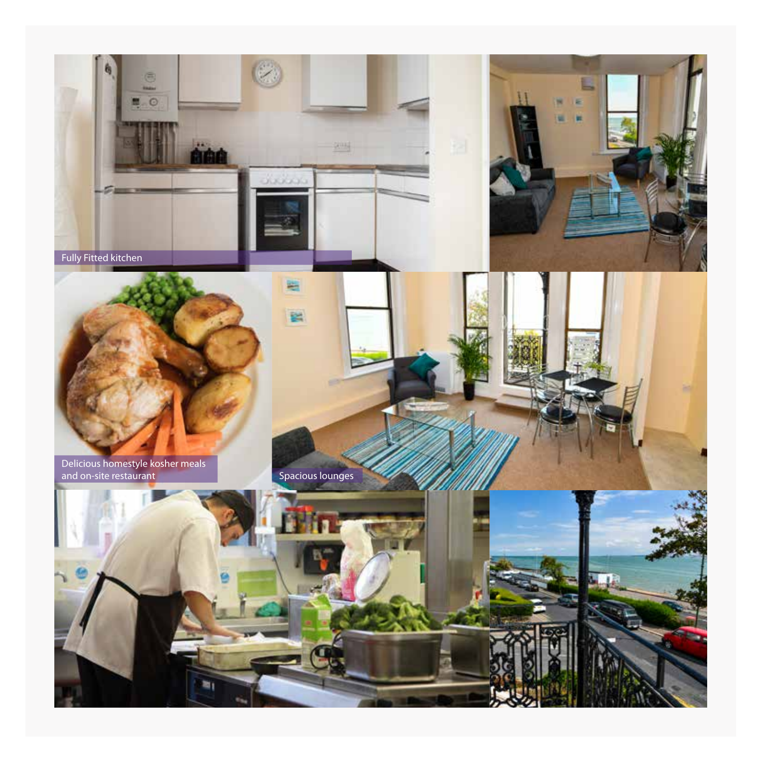Fully Fitted kitchen

Delicious homestyle kosher meals and on-site restaurant

Spacious lounges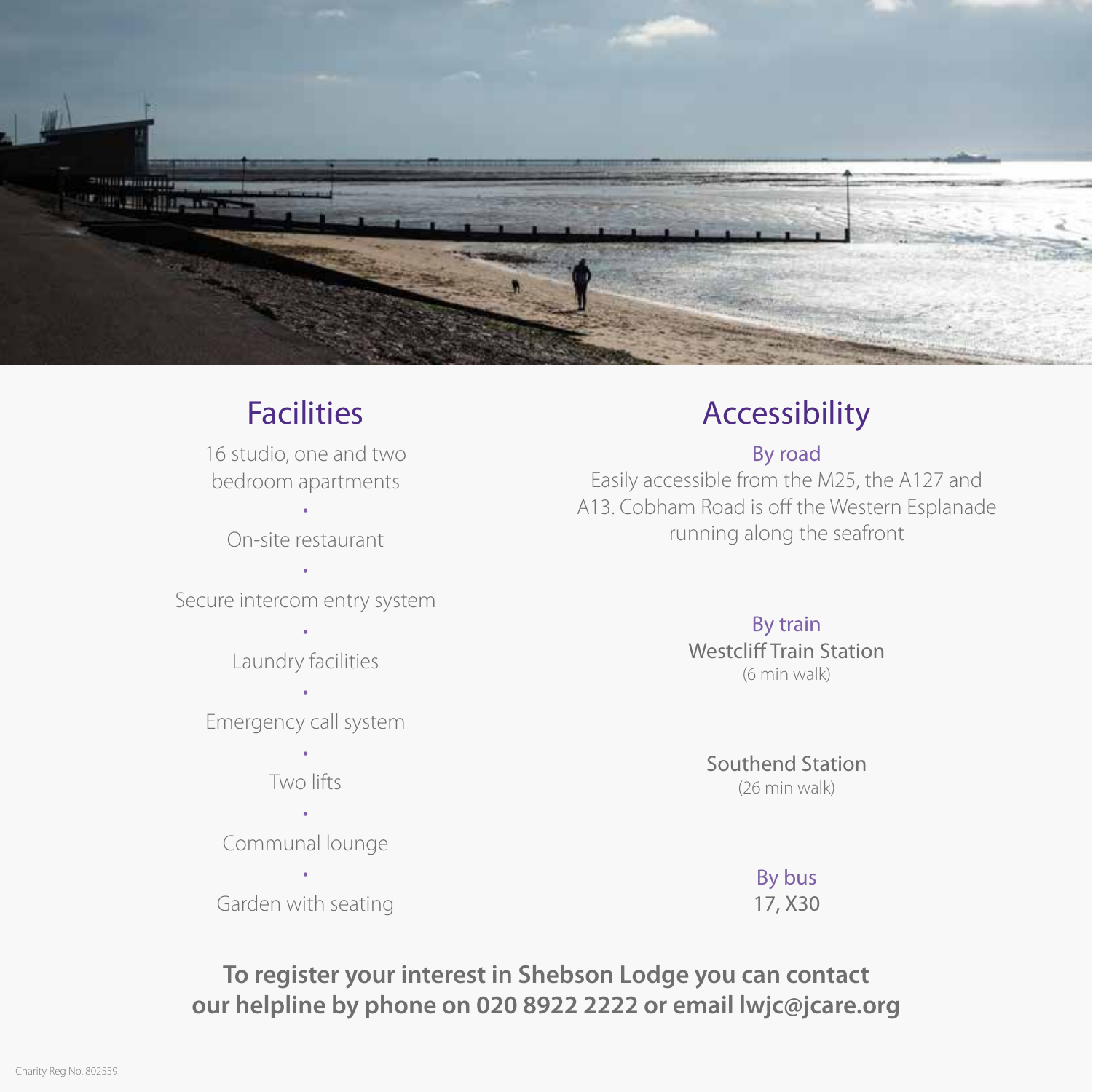## Facilities

16 studio, one and two bedroom apartments

•

On-site restaurant

•

Secure intercom entry system

•

Laundry facilities

•

Emergency call system

•

Two lifts

•

Communal lounge

•

Garden with seating

## Accessibility

### By road

Easily accessible from the M25, the A127 and A13. Cobham Road is off the Western Esplanade running along the seafront

### By train

Westcliff Train Station
(6 min walk)

Southend Station
(26 min walk)

### By bus

17, X30

**To register your interest in Shebson Lodge you can contact our helpline by phone on 020 8922 2222 or email lwjc@jcare.org**

Charity Reg No. 802559